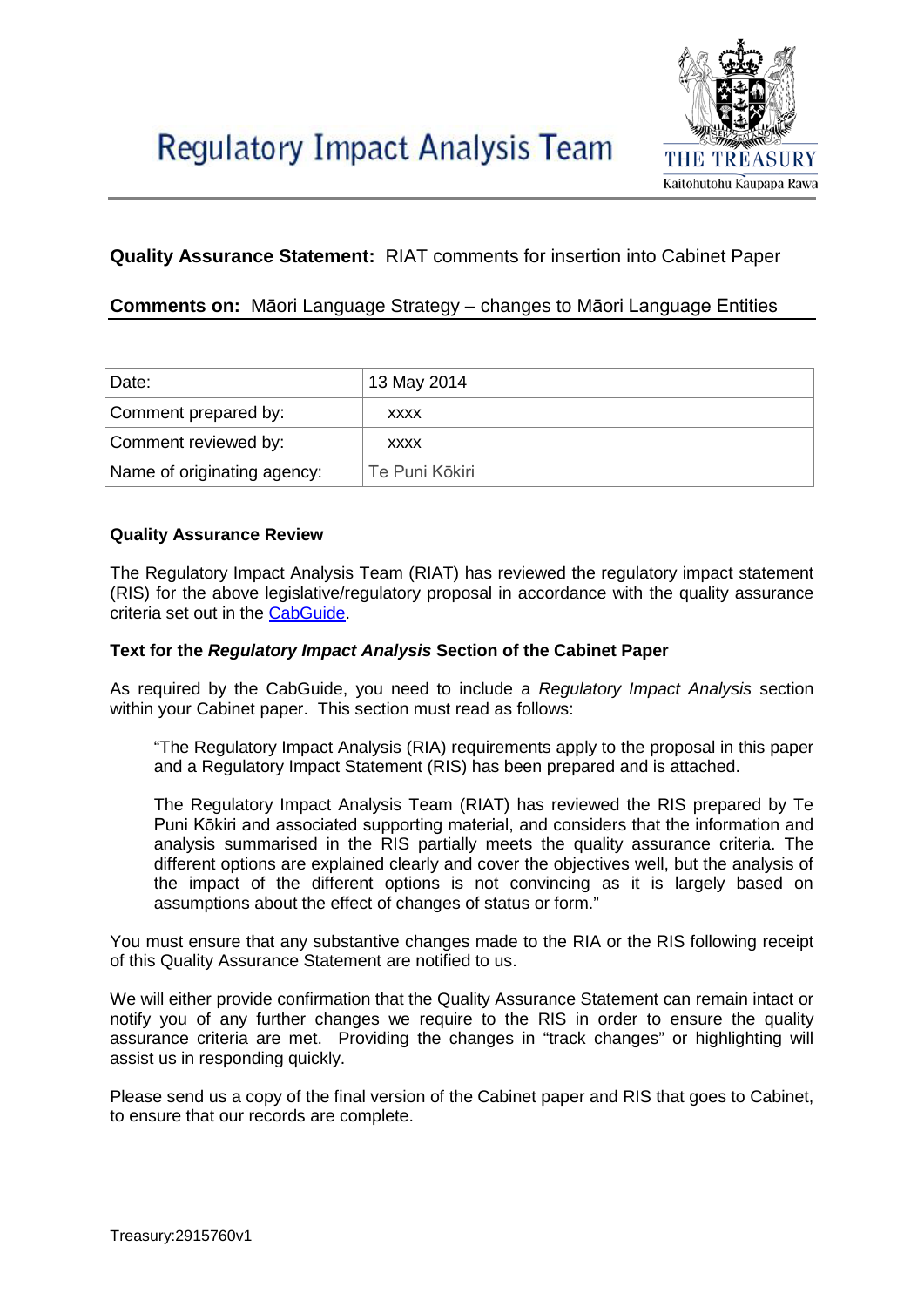# Regulatory Impact Analysis Team

THE TREASURY
Kaitohutohu Kaupapa Rawa

**Quality Assurance Statement:** RIAT comments for insertion into Cabinet Paper

**Comments on:** Māori Language Strategy – changes to Māori Language Entities

| Date: | 13 May 2014 |
|---|---|
| Comment prepared by: | xxxx |
| Comment reviewed by: | xxxx |
| Name of originating agency: | Te Puni Kōkiri |

**Quality Assurance Review**

The Regulatory Impact Analysis Team (RIAT) has reviewed the regulatory impact statement (RIS) for the above legislative/regulatory proposal in accordance with the quality assurance criteria set out in the CabGuide.

**Text for the *Regulatory Impact Analysis* Section of the Cabinet Paper**

As required by the CabGuide, you need to include a *Regulatory Impact Analysis* section within your Cabinet paper. This section must read as follows:

> "The Regulatory Impact Analysis (RIA) requirements apply to the proposal in this paper and a Regulatory Impact Statement (RIS) has been prepared and is attached.
>
> The Regulatory Impact Analysis Team (RIAT) has reviewed the RIS prepared by Te Puni Kōkiri and associated supporting material, and considers that the information and analysis summarised in the RIS partially meets the quality assurance criteria. The different options are explained clearly and cover the objectives well, but the analysis of the impact of the different options is not convincing as it is largely based on assumptions about the effect of changes of status or form."

You must ensure that any substantive changes made to the RIA or the RIS following receipt of this Quality Assurance Statement are notified to us.

We will either provide confirmation that the Quality Assurance Statement can remain intact or notify you of any further changes we require to the RIS in order to ensure the quality assurance criteria are met. Providing the changes in "track changes" or highlighting will assist us in responding quickly.

Please send us a copy of the final version of the Cabinet paper and RIS that goes to Cabinet, to ensure that our records are complete.

Treasury:2915760v1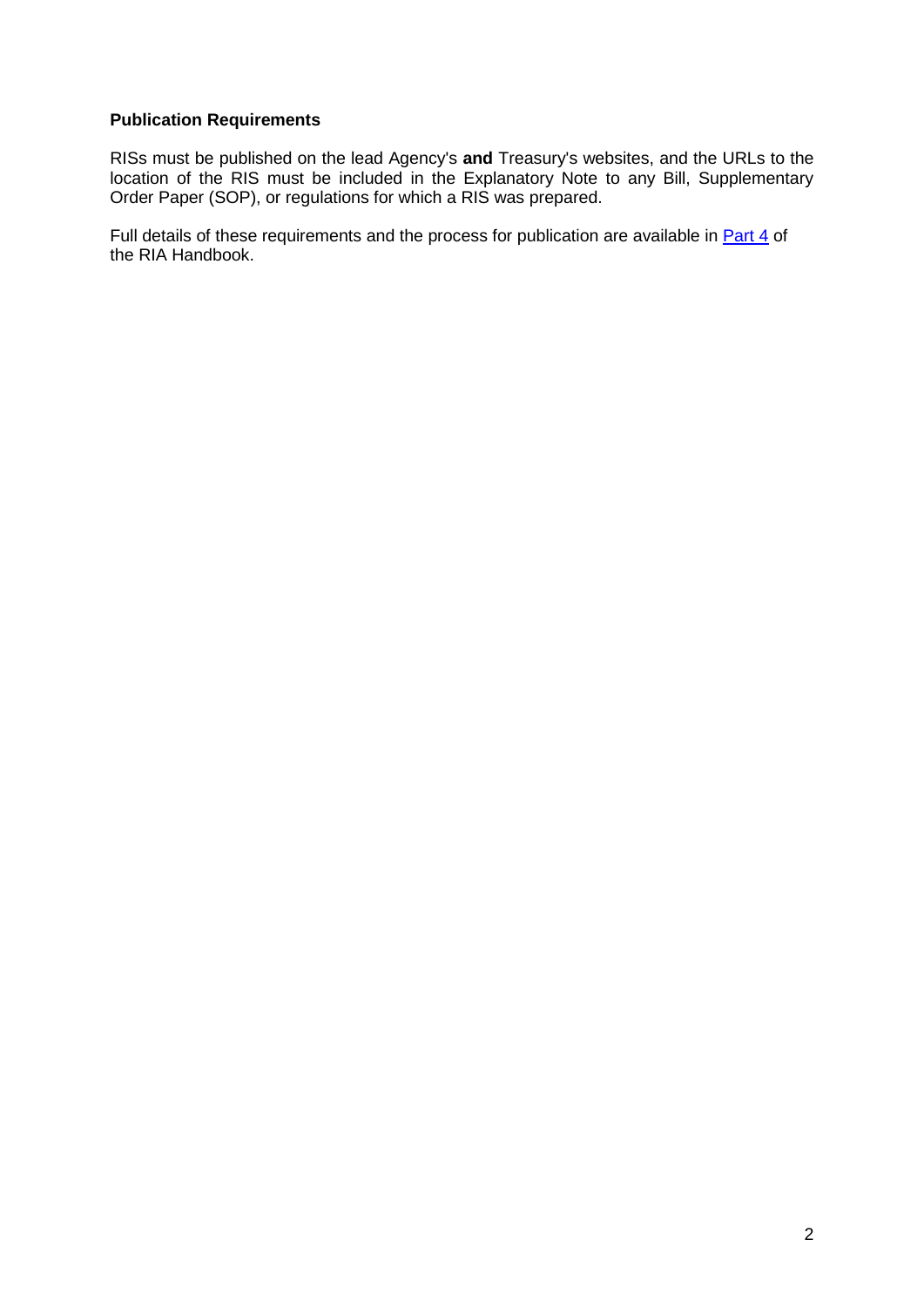**Publication Requirements**

RISs must be published on the lead Agency's **and** Treasury's websites, and the URLs to the location of the RIS must be included in the Explanatory Note to any Bill, Supplementary Order Paper (SOP), or regulations for which a RIS was prepared.

Full details of these requirements and the process for publication are available in Part 4 of the RIA Handbook.